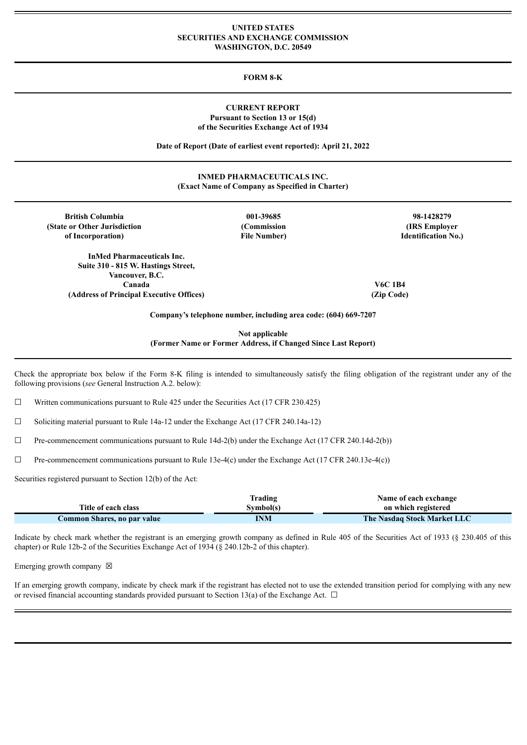**UNITED STATES**
**SECURITIES AND EXCHANGE COMMISSION**
**WASHINGTON, D.C. 20549**

**FORM 8-K**

**CURRENT REPORT**
**Pursuant to Section 13 or 15(d)**
**of the Securities Exchange Act of 1934**

**Date of Report (Date of earliest event reported): April 21, 2022**

**INMED PHARMACEUTICALS INC.**
**(Exact Name of Company as Specified in Charter)**

| British Columbia (State or Other Jurisdiction of Incorporation) | 001-39685 (Commission File Number) | 98-1428279 (IRS Employer Identification No.) |
|---|---|---|

| InMed Pharmaceuticals Inc. Suite 310 - 815 W. Hastings Street, Vancouver, B.C. Canada (Address of Principal Executive Offices) | V6C 1B4 (Zip Code) |
|---|---|

**Company's telephone number, including area code: (604) 669-7207**

**Not applicable**
**(Former Name or Former Address, if Changed Since Last Report)**

Check the appropriate box below if the Form 8-K filing is intended to simultaneously satisfy the filing obligation of the registrant under any of the following provisions (*see* General Instruction A.2. below):

☐ Written communications pursuant to Rule 425 under the Securities Act (17 CFR 230.425)

☐ Soliciting material pursuant to Rule 14a-12 under the Exchange Act (17 CFR 240.14a-12)

☐ Pre-commencement communications pursuant to Rule 14d-2(b) under the Exchange Act (17 CFR 240.14d-2(b))

☐ Pre-commencement communications pursuant to Rule 13e-4(c) under the Exchange Act (17 CFR 240.13e-4(c))

Securities registered pursuant to Section 12(b) of the Act:

| Title of each class | Trading Symbol(s) | Name of each exchange on which registered |
|---|---|---|
| Common Shares, no par value | INM | The Nasdaq Stock Market LLC |

Indicate by check mark whether the registrant is an emerging growth company as defined in Rule 405 of the Securities Act of 1933 (§ 230.405 of this chapter) or Rule 12b-2 of the Securities Exchange Act of 1934 (§ 240.12b-2 of this chapter).

Emerging growth company ☒

If an emerging growth company, indicate by check mark if the registrant has elected not to use the extended transition period for complying with any new or revised financial accounting standards provided pursuant to Section 13(a) of the Exchange Act. ☐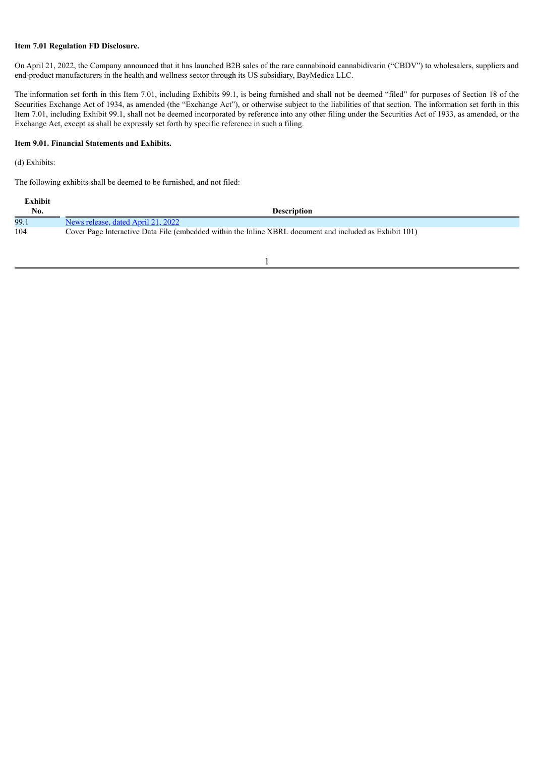**Item 7.01 Regulation FD Disclosure.**

On April 21, 2022, the Company announced that it has launched B2B sales of the rare cannabinoid cannabidivarin ("CBDV") to wholesalers, suppliers and end-product manufacturers in the health and wellness sector through its US subsidiary, BayMedica LLC.

The information set forth in this Item 7.01, including Exhibits 99.1, is being furnished and shall not be deemed "filed" for purposes of Section 18 of the Securities Exchange Act of 1934, as amended (the "Exchange Act"), or otherwise subject to the liabilities of that section. The information set forth in this Item 7.01, including Exhibit 99.1, shall not be deemed incorporated by reference into any other filing under the Securities Act of 1933, as amended, or the Exchange Act, except as shall be expressly set forth by specific reference in such a filing.

**Item 9.01. Financial Statements and Exhibits.**

(d) Exhibits:

The following exhibits shall be deemed to be furnished, and not filed:

| Exhibit No. | Description |
|---|---|
| 99.1 | News release, dated April 21, 2022 |
| 104 | Cover Page Interactive Data File (embedded within the Inline XBRL document and included as Exhibit 101) |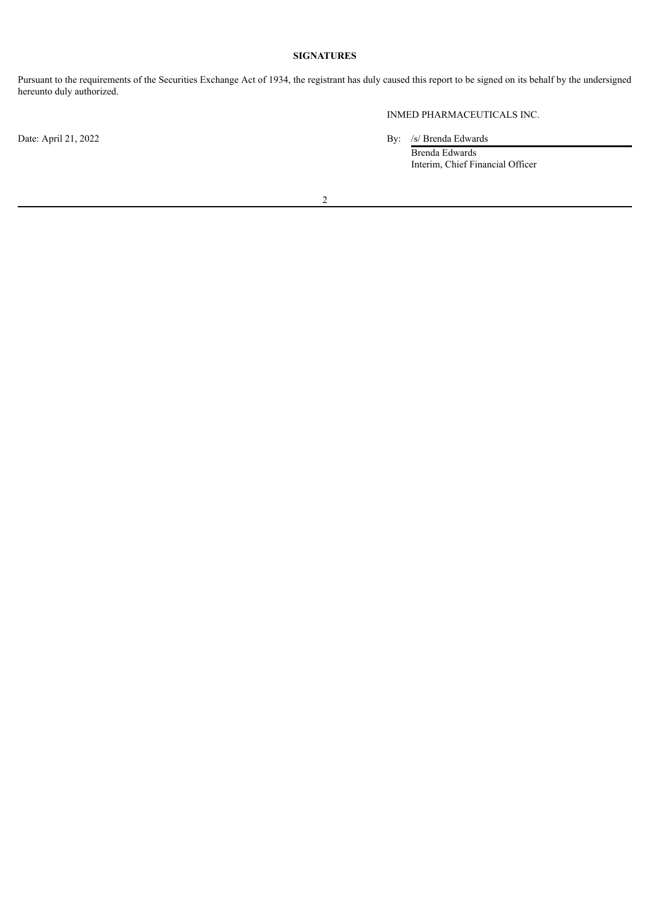**SIGNATURES**

Pursuant to the requirements of the Securities Exchange Act of 1934, the registrant has duly caused this report to be signed on its behalf by the undersigned hereunto duly authorized.

INMED PHARMACEUTICALS INC.

Date: April 21, 2022

By: /s/ Brenda Edwards
Brenda Edwards
Interim, Chief Financial Officer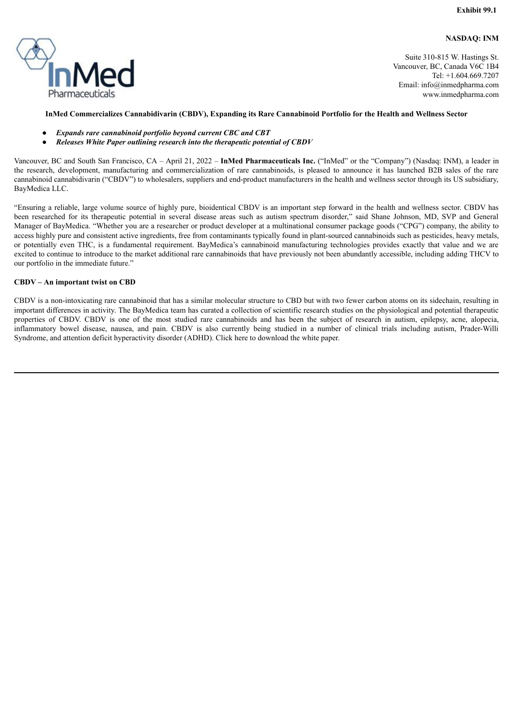Exhibit 99.1

**NASDAQ: INM**

Suite 310-815 W. Hastings St.
Vancouver, BC, Canada V6C 1B4
Tel: +1.604.669.7207
Email: info@inmedpharma.com
www.inmedpharma.com

**InMed Commercializes Cannabidivarin (CBDV), Expanding its Rare Cannabinoid Portfolio for the Health and Wellness Sector**

- ***Expands rare cannabinoid portfolio beyond current CBC and CBT***
- ***Releases White Paper outlining research into the therapeutic potential of CBDV***

Vancouver, BC and South San Francisco, CA – April 21, 2022 – **InMed Pharmaceuticals Inc.** ("InMed" or the "Company") (Nasdaq: INM), a leader in the research, development, manufacturing and commercialization of rare cannabinoids, is pleased to announce it has launched B2B sales of the rare cannabinoid cannabidivarin ("CBDV") to wholesalers, suppliers and end-product manufacturers in the health and wellness sector through its US subsidiary, BayMedica LLC.

"Ensuring a reliable, large volume source of highly pure, bioidentical CBDV is an important step forward in the health and wellness sector. CBDV has been researched for its therapeutic potential in several disease areas such as autism spectrum disorder," said Shane Johnson, MD, SVP and General Manager of BayMedica. "Whether you are a researcher or product developer at a multinational consumer package goods ("CPG") company, the ability to access highly pure and consistent active ingredients, free from contaminants typically found in plant-sourced cannabinoids such as pesticides, heavy metals, or potentially even THC, is a fundamental requirement. BayMedica's cannabinoid manufacturing technologies provides exactly that value and we are excited to continue to introduce to the market additional rare cannabinoids that have previously not been abundantly accessible, including adding THCV to our portfolio in the immediate future."

**CBDV – An important twist on CBD**

CBDV is a non-intoxicating rare cannabinoid that has a similar molecular structure to CBD but with two fewer carbon atoms on its sidechain, resulting in important differences in activity. The BayMedica team has curated a collection of scientific research studies on the physiological and potential therapeutic properties of CBDV. CBDV is one of the most studied rare cannabinoids and has been the subject of research in autism, epilepsy, acne, alopecia, inflammatory bowel disease, nausea, and pain. CBDV is also currently being studied in a number of clinical trials including autism, Prader-Willi Syndrome, and attention deficit hyperactivity disorder (ADHD). Click here to download the white paper.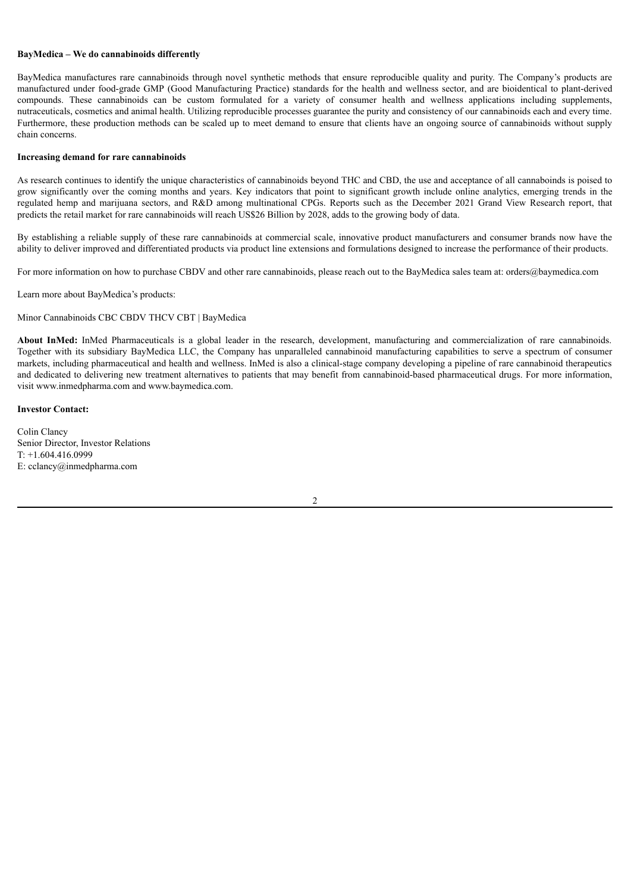**BayMedica – We do cannabinoids differently**

BayMedica manufactures rare cannabinoids through novel synthetic methods that ensure reproducible quality and purity. The Company's products are manufactured under food-grade GMP (Good Manufacturing Practice) standards for the health and wellness sector, and are bioidentical to plant-derived compounds. These cannabinoids can be custom formulated for a variety of consumer health and wellness applications including supplements, nutraceuticals, cosmetics and animal health. Utilizing reproducible processes guarantee the purity and consistency of our cannabinoids each and every time. Furthermore, these production methods can be scaled up to meet demand to ensure that clients have an ongoing source of cannabinoids without supply chain concerns.

**Increasing demand for rare cannabinoids**

As research continues to identify the unique characteristics of cannabinoids beyond THC and CBD, the use and acceptance of all cannaboinds is poised to grow significantly over the coming months and years. Key indicators that point to significant growth include online analytics, emerging trends in the regulated hemp and marijuana sectors, and R&D among multinational CPGs. Reports such as the December 2021 Grand View Research report, that predicts the retail market for rare cannabinoids will reach US$26 Billion by 2028, adds to the growing body of data.

By establishing a reliable supply of these rare cannabinoids at commercial scale, innovative product manufacturers and consumer brands now have the ability to deliver improved and differentiated products via product line extensions and formulations designed to increase the performance of their products.

For more information on how to purchase CBDV and other rare cannabinoids, please reach out to the BayMedica sales team at: orders@baymedica.com

Learn more about BayMedica's products:

Minor Cannabinoids CBC CBDV THCV CBT | BayMedica

**About InMed:** InMed Pharmaceuticals is a global leader in the research, development, manufacturing and commercialization of rare cannabinoids. Together with its subsidiary BayMedica LLC, the Company has unparalleled cannabinoid manufacturing capabilities to serve a spectrum of consumer markets, including pharmaceutical and health and wellness. InMed is also a clinical-stage company developing a pipeline of rare cannabinoid therapeutics and dedicated to delivering new treatment alternatives to patients that may benefit from cannabinoid-based pharmaceutical drugs. For more information, visit www.inmedpharma.com and www.baymedica.com.

**Investor Contact:**

Colin Clancy
Senior Director, Investor Relations
T: +1.604.416.0999
E: cclancy@inmedpharma.com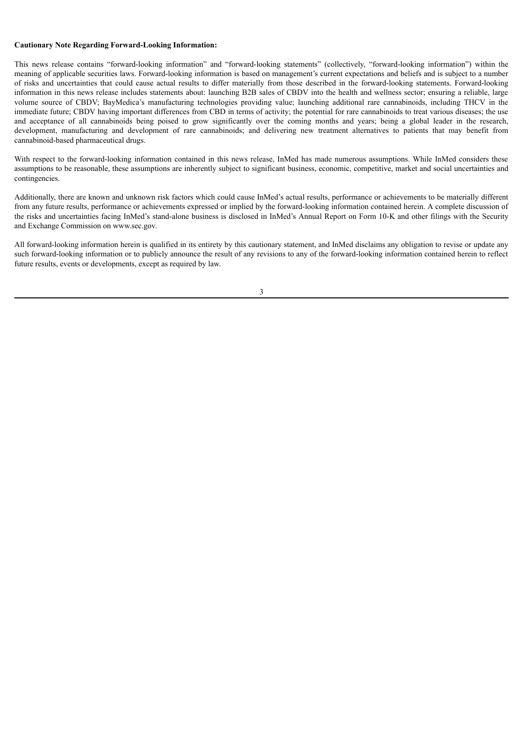**Cautionary Note Regarding Forward-Looking Information:**

This news release contains "forward-looking information" and "forward-looking statements" (collectively, "forward-looking information") within the meaning of applicable securities laws. Forward-looking information is based on management's current expectations and beliefs and is subject to a number of risks and uncertainties that could cause actual results to differ materially from those described in the forward-looking statements. Forward-looking information in this news release includes statements about: launching B2B sales of CBDV into the health and wellness sector; ensuring a reliable, large volume source of CBDV; BayMedica's manufacturing technologies providing value; launching additional rare cannabinoids, including THCV in the immediate future; CBDV having important differences from CBD in terms of activity; the potential for rare cannabinoids to treat various diseases; the use and acceptance of all cannabinoids being poised to grow significantly over the coming months and years; being a global leader in the research, development, manufacturing and development of rare cannabinoids; and delivering new treatment alternatives to patients that may benefit from cannabinoid-based pharmaceutical drugs.

With respect to the forward-looking information contained in this news release, InMed has made numerous assumptions. While InMed considers these assumptions to be reasonable, these assumptions are inherently subject to significant business, economic, competitive, market and social uncertainties and contingencies.

Additionally, there are known and unknown risk factors which could cause InMed's actual results, performance or achievements to be materially different from any future results, performance or achievements expressed or implied by the forward-looking information contained herein. A complete discussion of the risks and uncertainties facing InMed's stand-alone business is disclosed in InMed's Annual Report on Form 10-K and other filings with the Security and Exchange Commission on www.sec.gov.

All forward-looking information herein is qualified in its entirety by this cautionary statement, and InMed disclaims any obligation to revise or update any such forward-looking information or to publicly announce the result of any revisions to any of the forward-looking information contained herein to reflect future results, events or developments, except as required by law.